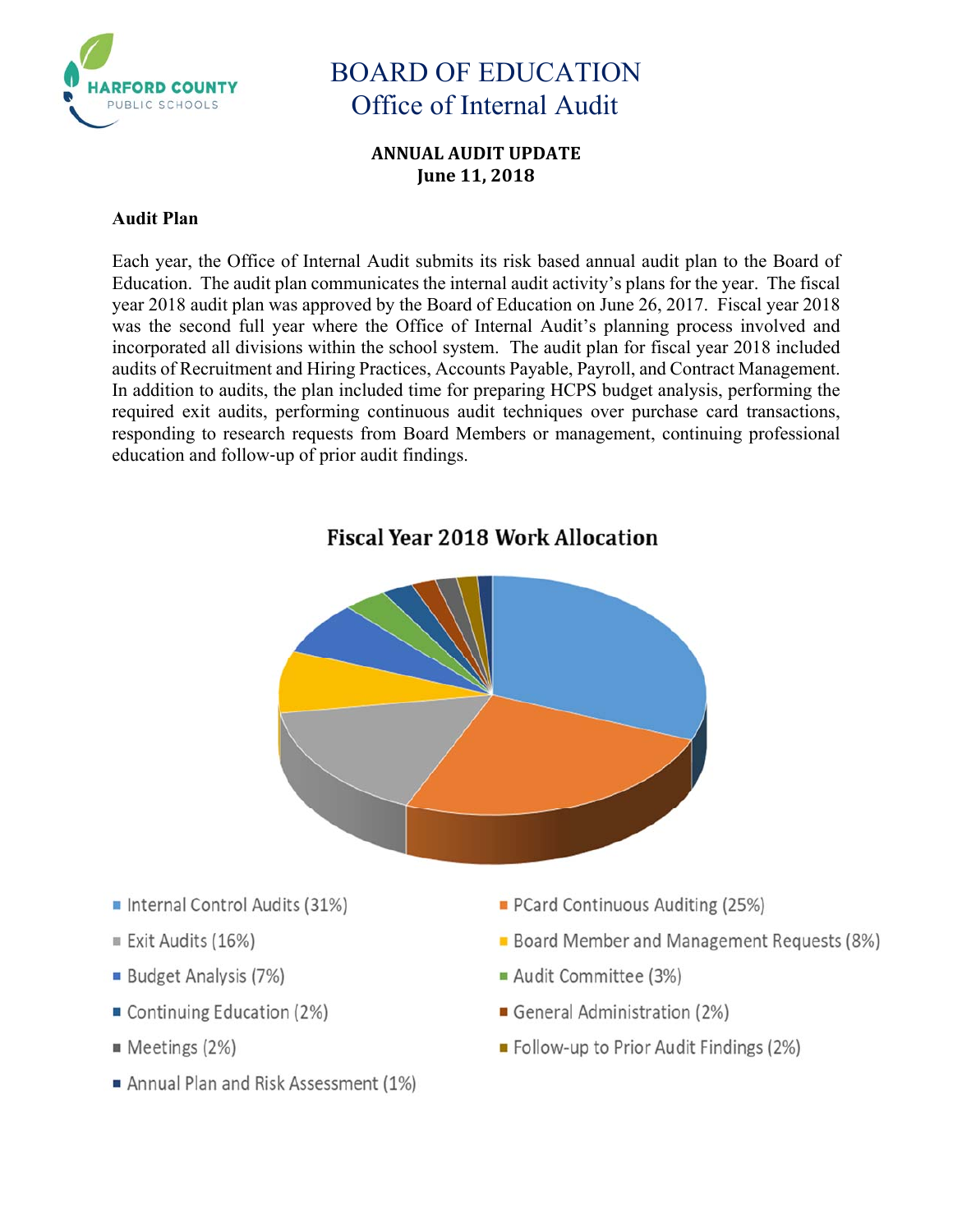# BOARD OF EDUCATION
## Office of Internal Audit

**ANNUAL AUDIT UPDATE**
**June 11, 2018**

### Audit Plan

Each year, the Office of Internal Audit submits its risk based annual audit plan to the Board of Education. The audit plan communicates the internal audit activity's plans for the year. The fiscal year 2018 audit plan was approved by the Board of Education on June 26, 2017. Fiscal year 2018 was the second full year where the Office of Internal Audit's planning process involved and incorporated all divisions within the school system. The audit plan for fiscal year 2018 included audits of Recruitment and Hiring Practices, Accounts Payable, Payroll, and Contract Management. In addition to audits, the plan included time for preparing HCPS budget analysis, performing the required exit audits, performing continuous audit techniques over purchase card transactions, responding to research requests from Board Members or management, continuing professional education and follow-up of prior audit findings.

**Fiscal Year 2018 Work Allocation**

- Internal Control Audits (31%)
- PCard Continuous Auditing (25%)
- Exit Audits (16%)
- Board Member and Management Requests (8%)
- Budget Analysis (7%)
- Audit Committee (3%)
- Continuing Education (2%)
- General Administration (2%)
- Meetings (2%)
- Follow-up to Prior Audit Findings (2%)
- Annual Plan and Risk Assessment (1%)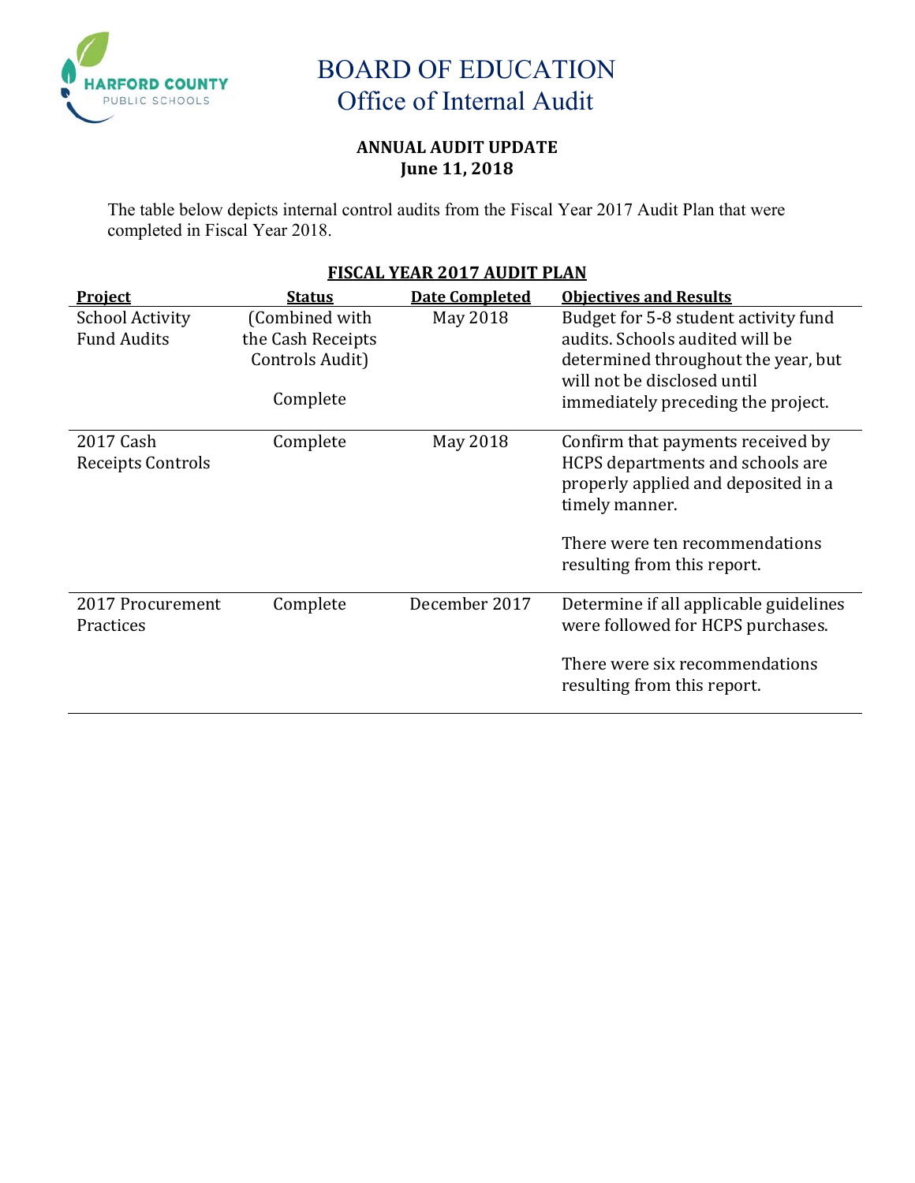# BOARD OF EDUCATION
## Office of Internal Audit

**ANNUAL AUDIT UPDATE**
**June 11, 2018**

The table below depicts internal control audits from the Fiscal Year 2017 Audit Plan that were completed in Fiscal Year 2018.

**FISCAL YEAR 2017 AUDIT PLAN**

| Project | Status | Date Completed | Objectives and Results |
|---|---|---|---|
| School Activity Fund Audits | (Combined with the Cash Receipts Controls Audit)<br><br>Complete | May 2018 | Budget for 5-8 student activity fund audits. Schools audited will be determined throughout the year, but will not be disclosed until immediately preceding the project. |
| 2017 Cash Receipts Controls | Complete | May 2018 | Confirm that payments received by HCPS departments and schools are properly applied and deposited in a timely manner.<br><br>There were ten recommendations resulting from this report. |
| 2017 Procurement Practices | Complete | December 2017 | Determine if all applicable guidelines were followed for HCPS purchases.<br><br>There were six recommendations resulting from this report. |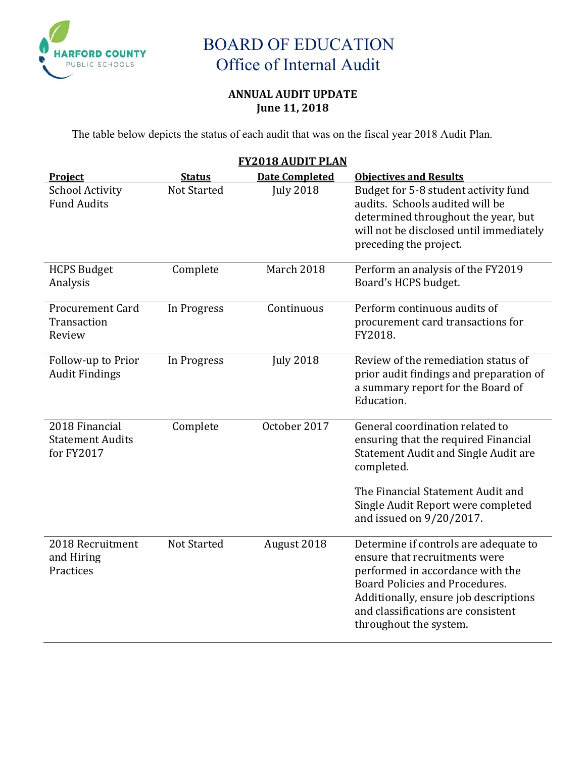# BOARD OF EDUCATION
## Office of Internal Audit

**ANNUAL AUDIT UPDATE**
**June 11, 2018**

The table below depicts the status of each audit that was on the fiscal year 2018 Audit Plan.

**FY2018 AUDIT PLAN**

| Project | Status | Date Completed | Objectives and Results |
|---|---|---|---|
| School Activity Fund Audits | Not Started | July 2018 | Budget for 5-8 student activity fund audits. Schools audited will be determined throughout the year, but will not be disclosed until immediately preceding the project. |
| HCPS Budget Analysis | Complete | March 2018 | Perform an analysis of the FY2019 Board's HCPS budget. |
| Procurement Card Transaction Review | In Progress | Continuous | Perform continuous audits of procurement card transactions for FY2018. |
| Follow-up to Prior Audit Findings | In Progress | July 2018 | Review of the remediation status of prior audit findings and preparation of a summary report for the Board of Education. |
| 2018 Financial Statement Audits for FY2017 | Complete | October 2017 | General coordination related to ensuring that the required Financial Statement Audit and Single Audit are completed. <br><br> The Financial Statement Audit and Single Audit Report were completed and issued on 9/20/2017. |
| 2018 Recruitment and Hiring Practices | Not Started | August 2018 | Determine if controls are adequate to ensure that recruitments were performed in accordance with the Board Policies and Procedures. Additionally, ensure job descriptions and classifications are consistent throughout the system. |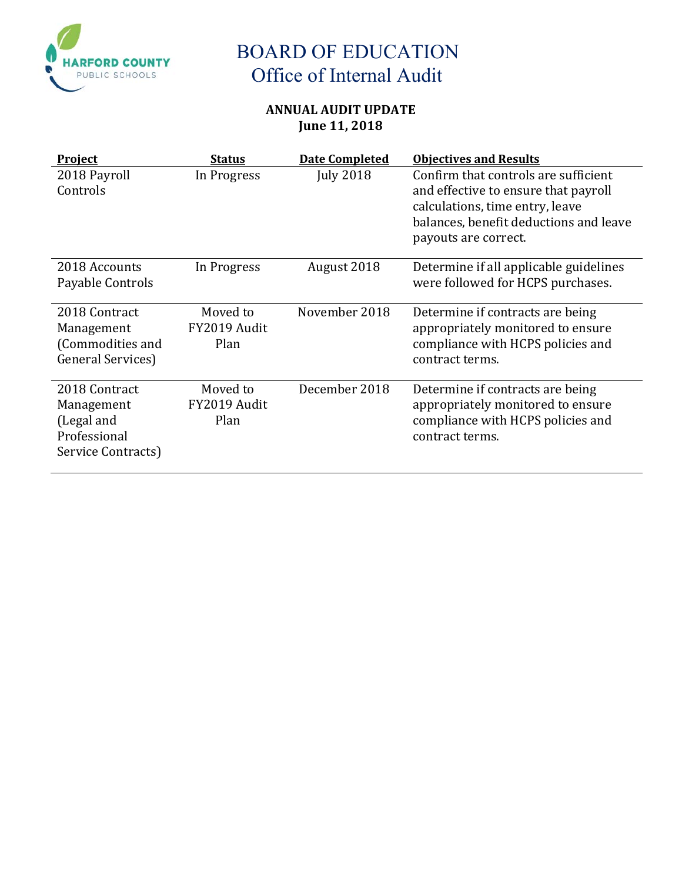# BOARD OF EDUCATION
## Office of Internal Audit

**ANNUAL AUDIT UPDATE**
**June 11, 2018**

| Project | Status | Date Completed | Objectives and Results |
|---|---|---|---|
| 2018 Payroll Controls | In Progress | July 2018 | Confirm that controls are sufficient and effective to ensure that payroll calculations, time entry, leave balances, benefit deductions and leave payouts are correct. |
| 2018 Accounts Payable Controls | In Progress | August 2018 | Determine if all applicable guidelines were followed for HCPS purchases. |
| 2018 Contract Management (Commodities and General Services) | Moved to FY2019 Audit Plan | November 2018 | Determine if contracts are being appropriately monitored to ensure compliance with HCPS policies and contract terms. |
| 2018 Contract Management (Legal and Professional Service Contracts) | Moved to FY2019 Audit Plan | December 2018 | Determine if contracts are being appropriately monitored to ensure compliance with HCPS policies and contract terms. |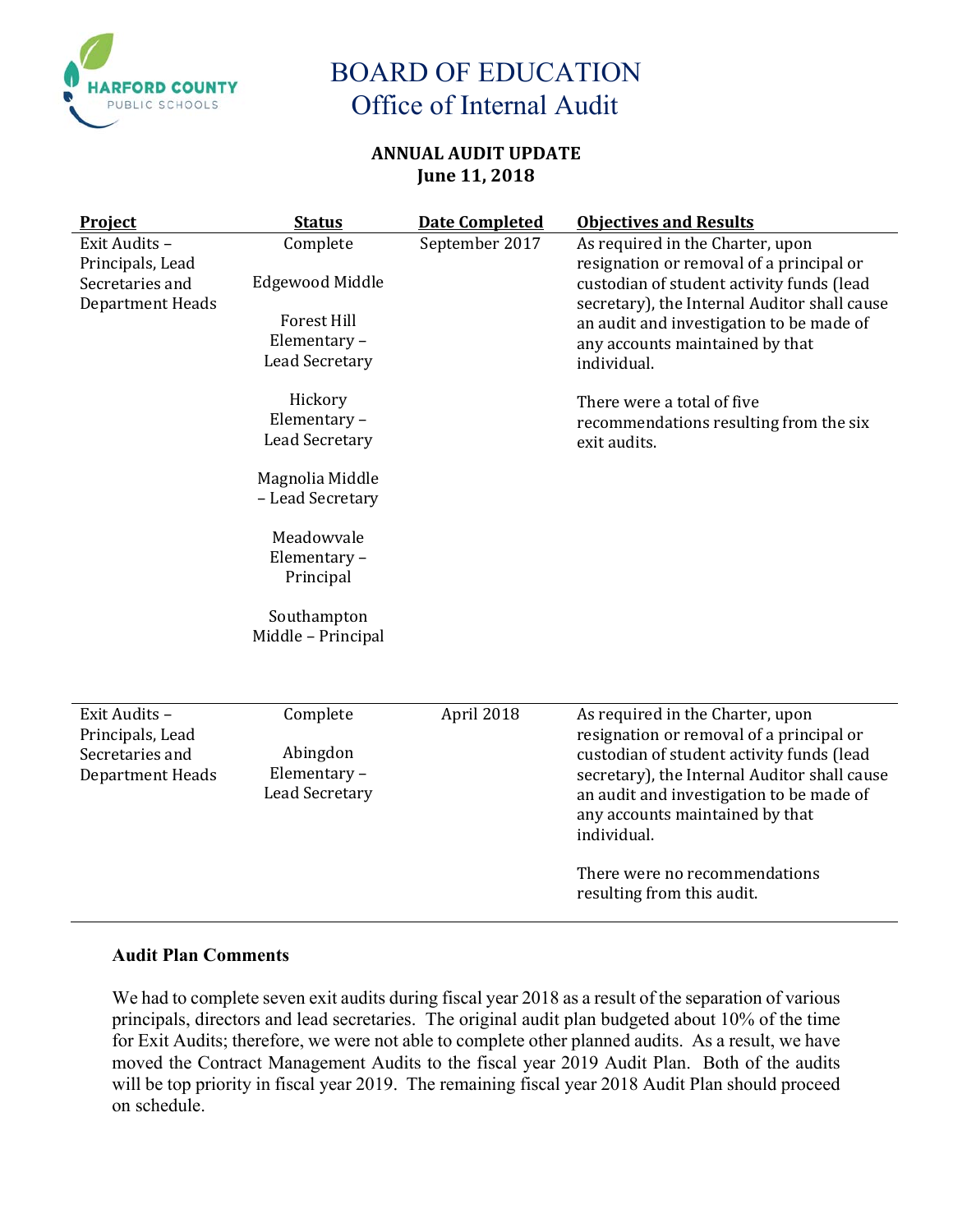# BOARD OF EDUCATION
## Office of Internal Audit

**ANNUAL AUDIT UPDATE**
**June 11, 2018**

| Project | Status | Date Completed | Objectives and Results |
|---|---|---|---|
| Exit Audits – Principals, Lead Secretaries and Department Heads | Complete<br><br>Edgewood Middle<br><br>Forest Hill Elementary – Lead Secretary<br><br>Hickory Elementary – Lead Secretary<br><br>Magnolia Middle – Lead Secretary<br><br>Meadowvale Elementary – Principal<br><br>Southampton Middle – Principal | September 2017 | As required in the Charter, upon resignation or removal of a principal or custodian of student activity funds (lead secretary), the Internal Auditor shall cause an audit and investigation to be made of any accounts maintained by that individual.<br><br>There were a total of five recommendations resulting from the six exit audits. |
| Exit Audits – Principals, Lead Secretaries and Department Heads | Complete<br><br>Abingdon Elementary – Lead Secretary | April 2018 | As required in the Charter, upon resignation or removal of a principal or custodian of student activity funds (lead secretary), the Internal Auditor shall cause an audit and investigation to be made of any accounts maintained by that individual.<br><br>There were no recommendations resulting from this audit. |

### Audit Plan Comments

We had to complete seven exit audits during fiscal year 2018 as a result of the separation of various principals, directors and lead secretaries. The original audit plan budgeted about 10% of the time for Exit Audits; therefore, we were not able to complete other planned audits. As a result, we have moved the Contract Management Audits to the fiscal year 2019 Audit Plan. Both of the audits will be top priority in fiscal year 2019. The remaining fiscal year 2018 Audit Plan should proceed on schedule.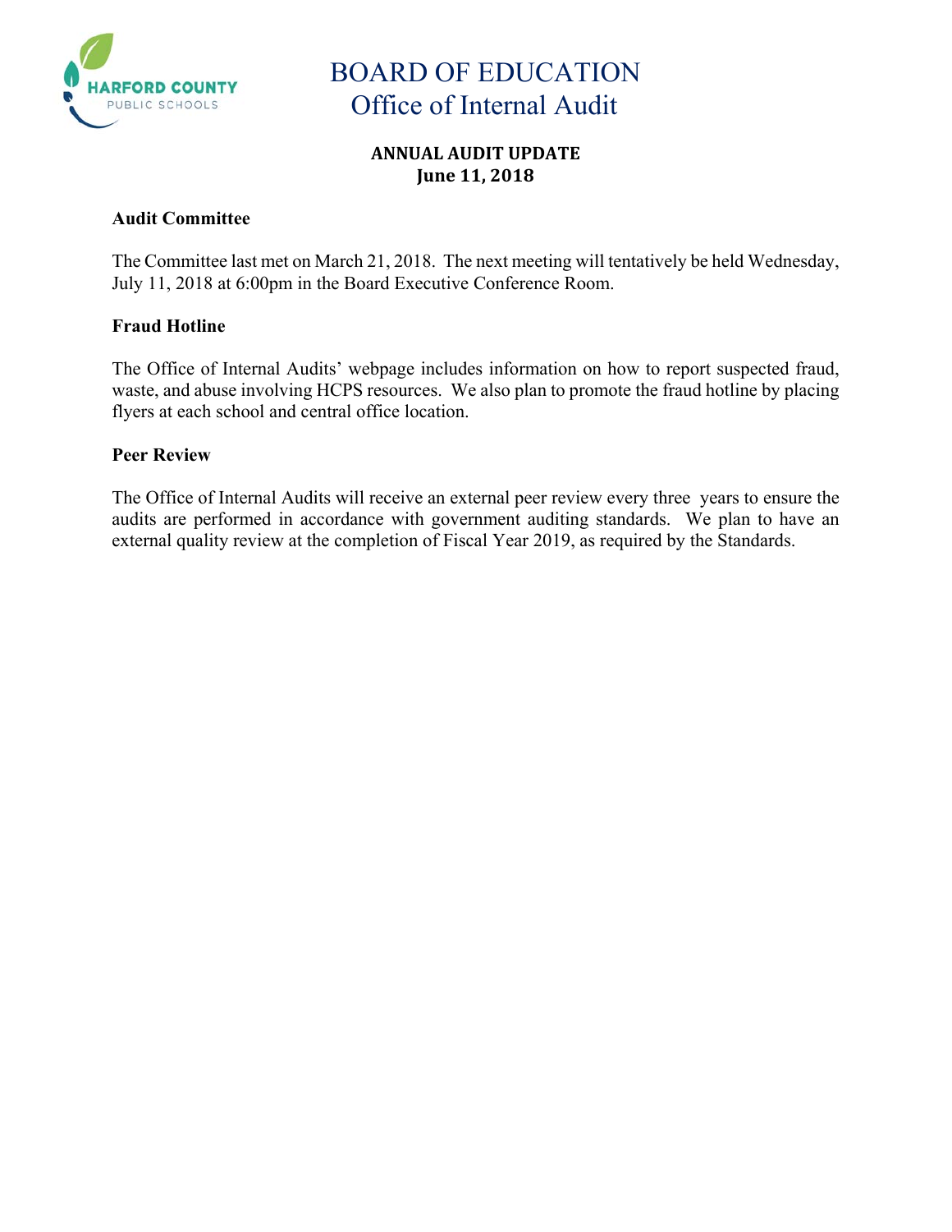# BOARD OF EDUCATION
## Office of Internal Audit

### ANNUAL AUDIT UPDATE
### June 11, 2018

**Audit Committee**

The Committee last met on March 21, 2018. The next meeting will tentatively be held Wednesday, July 11, 2018 at 6:00pm in the Board Executive Conference Room.

**Fraud Hotline**

The Office of Internal Audits' webpage includes information on how to report suspected fraud, waste, and abuse involving HCPS resources. We also plan to promote the fraud hotline by placing flyers at each school and central office location.

**Peer Review**

The Office of Internal Audits will receive an external peer review every three years to ensure the audits are performed in accordance with government auditing standards. We plan to have an external quality review at the completion of Fiscal Year 2019, as required by the Standards.